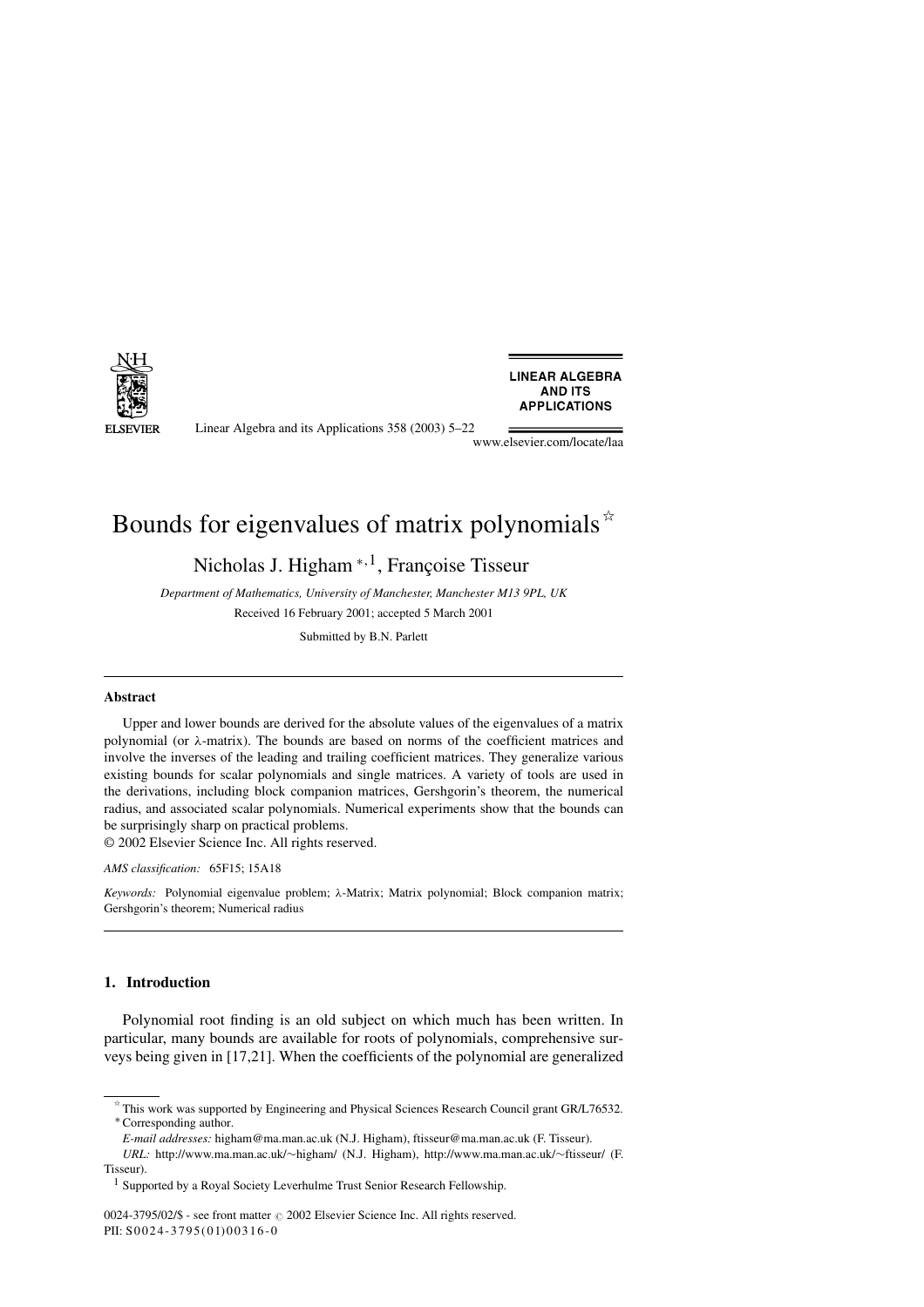# Bounds for eigenvalues of matrix polynomials ☆

Nicholas J. Higham *,1, Françoise Tisseur

*Department of Mathematics, University of Manchester, Manchester M13 9PL, UK*

Received 16 February 2001; accepted 5 March 2001

Submitted by B.N. Parlett

---

**Abstract**

Upper and lower bounds are derived for the absolute values of the eigenvalues of a matrix polynomial (or $\lambda$-matrix). The bounds are based on norms of the coefficient matrices and involve the inverses of the leading and trailing coefficient matrices. They generalize various existing bounds for scalar polynomials and single matrices. A variety of tools are used in the derivations, including block companion matrices, Gershgorin's theorem, the numerical radius, and associated scalar polynomials. Numerical experiments show that the bounds can be surprisingly sharp on practical problems.

© 2002 Elsevier Science Inc. All rights reserved.

*AMS classification:* 65F15; 15A18

*Keywords:* Polynomial eigenvalue problem; $\lambda$-Matrix; Matrix polynomial; Block companion matrix; Gershgorin's theorem; Numerical radius

---

## 1. Introduction

Polynomial root finding is an old subject on which much has been written. In particular, many bounds are available for roots of polynomials, comprehensive surveys being given in [17,21]. When the coefficients of the polynomial are generalized

---

☆ This work was supported by Engineering and Physical Sciences Research Council grant GR/L76532.

\* Corresponding author.

*E-mail addresses:* higham@ma.man.ac.uk (N.J. Higham), ftisseur@ma.man.ac.uk (F. Tisseur).

*URL:* http://www.ma.man.ac.uk/~higham/ (N.J. Higham), http://www.ma.man.ac.uk/~ftisseur/ (F. Tisseur).

[1] Supported by a Royal Society Leverhulme Trust Senior Research Fellowship.

0024-3795/02/$ - see front matter © 2002 Elsevier Science Inc. All rights reserved.
PII: S0024-3795(01)00316-0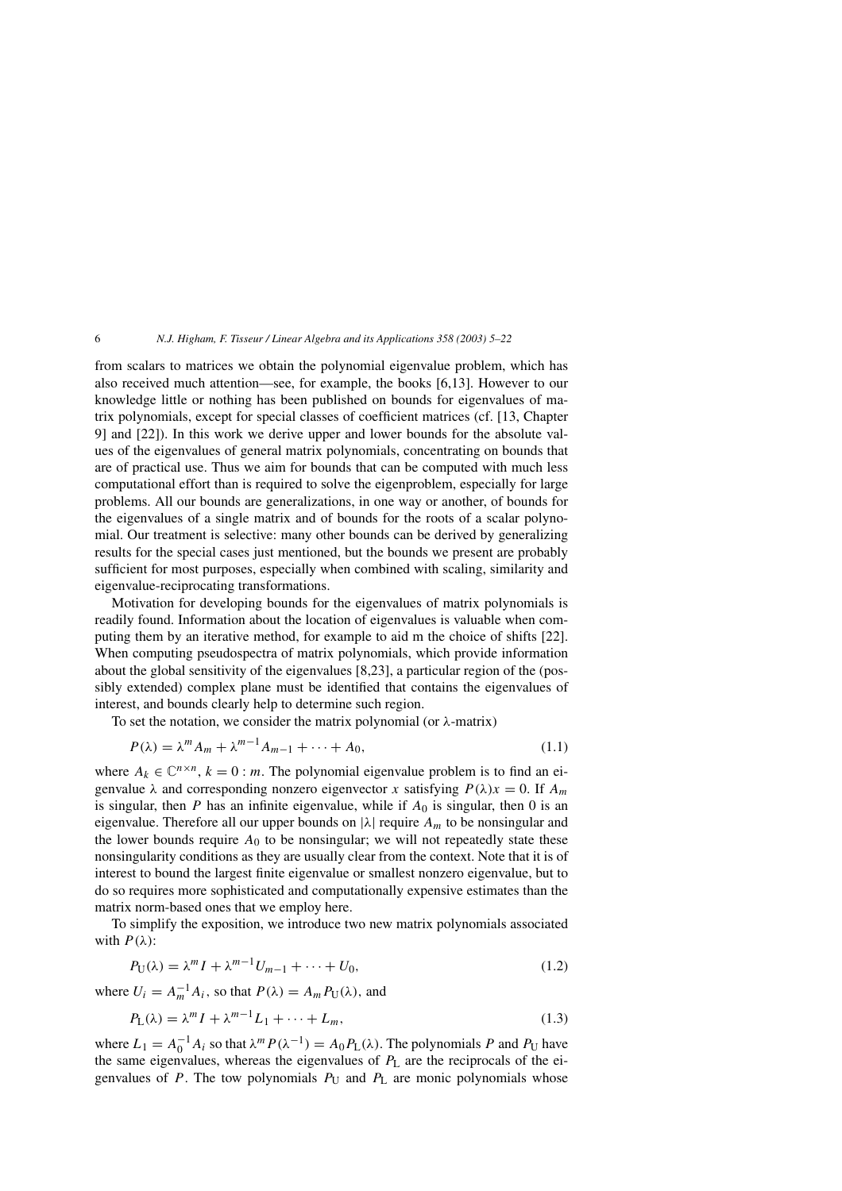from scalars to matrices we obtain the polynomial eigenvalue problem, which has also received much attention—see, for example, the books [6,13]. However to our knowledge little or nothing has been published on bounds for eigenvalues of matrix polynomials, except for special classes of coefficient matrices (cf. [13, Chapter 9] and [22]). In this work we derive upper and lower bounds for the absolute values of the eigenvalues of general matrix polynomials, concentrating on bounds that are of practical use. Thus we aim for bounds that can be computed with much less computational effort than is required to solve the eigenproblem, especially for large problems. All our bounds are generalizations, in one way or another, of bounds for the eigenvalues of a single matrix and of bounds for the roots of a scalar polynomial. Our treatment is selective: many other bounds can be derived by generalizing results for the special cases just mentioned, but the bounds we present are probably sufficient for most purposes, especially when combined with scaling, similarity and eigenvalue-reciprocating transformations.

Motivation for developing bounds for the eigenvalues of matrix polynomials is readily found. Information about the location of eigenvalues is valuable when computing them by an iterative method, for example to aid m the choice of shifts [22]. When computing pseudospectra of matrix polynomials, which provide information about the global sensitivity of the eigenvalues [8,23], a particular region of the (possibly extended) complex plane must be identified that contains the eigenvalues of interest, and bounds clearly help to determine such region.

To set the notation, we consider the matrix polynomial (or $\lambda$-matrix)

$$P(\lambda) = \lambda^m A_m + \lambda^{m-1} A_{m-1} + \cdots + A_0, \tag{1.1}$$

where $A_k \in \mathbb{C}^{n \times n}$, $k = 0 : m$. The polynomial eigenvalue problem is to find an eigenvalue $\lambda$ and corresponding nonzero eigenvector $x$ satisfying $P(\lambda)x = 0$. If $A_m$ is singular, then $P$ has an infinite eigenvalue, while if $A_0$ is singular, then 0 is an eigenvalue. Therefore all our upper bounds on $|\lambda|$ require $A_m$ to be nonsingular and the lower bounds require $A_0$ to be nonsingular; we will not repeatedly state these nonsingularity conditions as they are usually clear from the context. Note that it is of interest to bound the largest finite eigenvalue or smallest nonzero eigenvalue, but to do so requires more sophisticated and computationally expensive estimates than the matrix norm-based ones that we employ here.

To simplify the exposition, we introduce two new matrix polynomials associated with $P(\lambda)$:

$$P_{\mathrm{U}}(\lambda) = \lambda^m I + \lambda^{m-1} U_{m-1} + \cdots + U_0, \tag{1.2}$$

where $U_i = A_m^{-1} A_i$, so that $P(\lambda) = A_m P_{\mathrm{U}}(\lambda)$, and

$$P_{\mathrm{L}}(\lambda) = \lambda^m I + \lambda^{m-1} L_1 + \cdots + L_m, \tag{1.3}$$

where $L_1 = A_0^{-1} A_i$ so that $\lambda^m P(\lambda^{-1}) = A_0 P_{\mathrm{L}}(\lambda)$. The polynomials $P$ and $P_{\mathrm{U}}$ have the same eigenvalues, whereas the eigenvalues of $P_{\mathrm{L}}$ are the reciprocals of the eigenvalues of $P$. The tow polynomials $P_{\mathrm{U}}$ and $P_{\mathrm{L}}$ are monic polynomials whose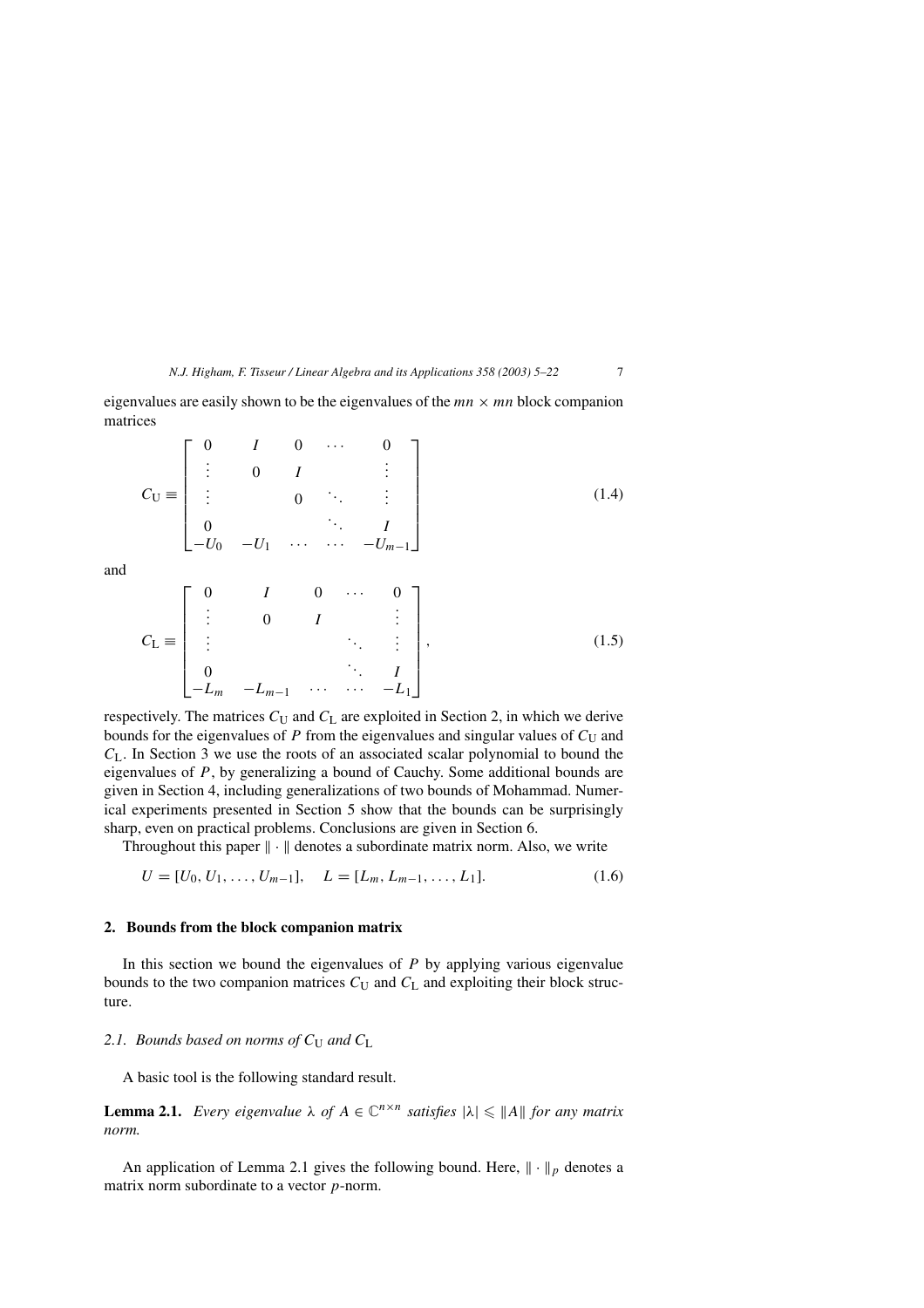eigenvalues are easily shown to be the eigenvalues of the $mn \times mn$ block companion matrices

$$C_{\mathrm{U}} \equiv \begin{bmatrix} 0 & I & 0 & \cdots & 0 \\ \vdots & 0 & I & & \vdots \\ \vdots & & 0 & \ddots & \vdots \\ 0 & & & \ddots & I \\ -U_0 & -U_1 & \cdots & \cdots & -U_{m-1} \end{bmatrix} \tag{1.4}$$

and

$$C_{\mathrm{L}} \equiv \begin{bmatrix} 0 & I & 0 & \cdots & 0 \\ \vdots & 0 & I & & \vdots \\ \vdots & & & \ddots & \vdots \\ 0 & & & \ddots & I \\ -L_m & -L_{m-1} & \cdots & \cdots & -L_1 \end{bmatrix}, \tag{1.5}$$

respectively. The matrices $C_{\mathrm{U}}$ and $C_{\mathrm{L}}$ are exploited in Section 2, in which we derive bounds for the eigenvalues of $P$ from the eigenvalues and singular values of $C_{\mathrm{U}}$ and $C_{\mathrm{L}}$. In Section 3 we use the roots of an associated scalar polynomial to bound the eigenvalues of $P$, by generalizing a bound of Cauchy. Some additional bounds are given in Section 4, including generalizations of two bounds of Mohammad. Numerical experiments presented in Section 5 show that the bounds can be surprisingly sharp, even on practical problems. Conclusions are given in Section 6.

Throughout this paper $\|\cdot\|$ denotes a subordinate matrix norm. Also, we write

$$U = [U_0, U_1, \ldots, U_{m-1}], \quad L = [L_m, L_{m-1}, \ldots, L_1]. \tag{1.6}$$

## 2. Bounds from the block companion matrix

In this section we bound the eigenvalues of $P$ by applying various eigenvalue bounds to the two companion matrices $C_{\mathrm{U}}$ and $C_{\mathrm{L}}$ and exploiting their block structure.

### 2.1. Bounds based on norms of $C_{\mathrm{U}}$ and $C_{\mathrm{L}}$

A basic tool is the following standard result.

**Lemma 2.1.** *Every eigenvalue $\lambda$ of $A \in \mathbb{C}^{n\times n}$ satisfies $|\lambda| \leqslant \|A\|$ for any matrix norm.*

An application of Lemma 2.1 gives the following bound. Here, $\|\cdot\|_p$ denotes a matrix norm subordinate to a vector $p$-norm.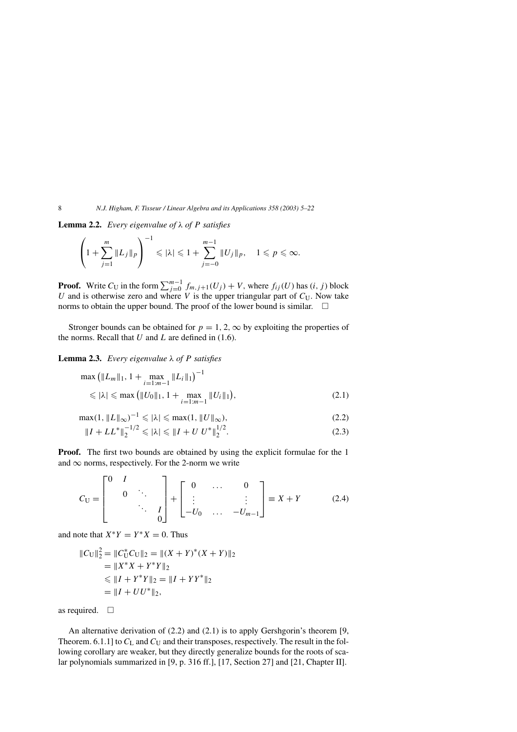**Lemma 2.2.** *Every eigenvalue of* $\lambda$ *of* $P$ *satisfies*

$$\left(1 + \sum_{j=1}^{m} \|L_j\|_p\right)^{-1} \leqslant |\lambda| \leqslant 1 + \sum_{j=-0}^{m-1} \|U_j\|_p, \quad 1 \leqslant p \leqslant \infty.$$

**Proof.** Write $C_{\mathrm{U}}$ in the form $\sum_{j=0}^{m-1} f_{m,j+1}(U_j) + V$, where $f_{ij}(U)$ has $(i, j)$ block $U$ and is otherwise zero and where $V$ is the upper triangular part of $C_{\mathrm{U}}$. Now take norms to obtain the upper bound. The proof of the lower bound is similar. $\square$

Stronger bounds can be obtained for $p = 1, 2, \infty$ by exploiting the properties of the norms. Recall that $U$ and $L$ are defined in (1.6).

**Lemma 2.3.** *Every eigenvalue* $\lambda$ *of* $P$ *satisfies*

$$\max\left(\|L_m\|_1, 1 + \max_{i=1:m-1} \|L_i\|_1\right)^{-1} \leqslant |\lambda| \leqslant \max\left(\|U_0\|_1, 1 + \max_{i=1:m-1} \|U_i\|_1\right), \tag{2.1}$$

$$\max(1, \|L\|_\infty)^{-1} \leqslant |\lambda| \leqslant \max(1, \|U\|_\infty), \tag{2.2}$$

$$\|I + LL^*\|_2^{-1/2} \leqslant |\lambda| \leqslant \|I + U\,U^*\|_2^{1/2}. \tag{2.3}$$

**Proof.** The first two bounds are obtained by using the explicit formulae for the 1 and $\infty$ norms, respectively. For the 2-norm we write

$$C_{\mathrm{U}} = \begin{bmatrix} 0 & I & & \\ & 0 & \ddots & \\ & & \ddots & I \\ & & & 0 \end{bmatrix} + \begin{bmatrix} 0 & \dots & 0 \\ \vdots & & \vdots \\ -U_0 & \dots & -U_{m-1} \end{bmatrix} \equiv X + Y \tag{2.4}$$

and note that $X^*Y = Y^*X = 0$. Thus

$$\begin{aligned} \|C_{\mathrm{U}}\|_2^2 &= \|C_{\mathrm{U}}^* C_{\mathrm{U}}\|_2 = \|(X+Y)^*(X+Y)\|_2 \\ &= \|X^*X + Y^*Y\|_2 \\ &\leqslant \|I + Y^*Y\|_2 = \|I + YY^*\|_2 \\ &= \|I + UU^*\|_2, \end{aligned}$$

as required. $\square$

An alternative derivation of (2.2) and (2.1) is to apply Gershgorin's theorem [9, Theorem. 6.1.1] to $C_{\mathrm{L}}$ and $C_{\mathrm{U}}$ and their transposes, respectively. The result in the following corollary are weaker, but they directly generalize bounds for the roots of scalar polynomials summarized in [9, p. 316 ff.], [17, Section 27] and [21, Chapter II].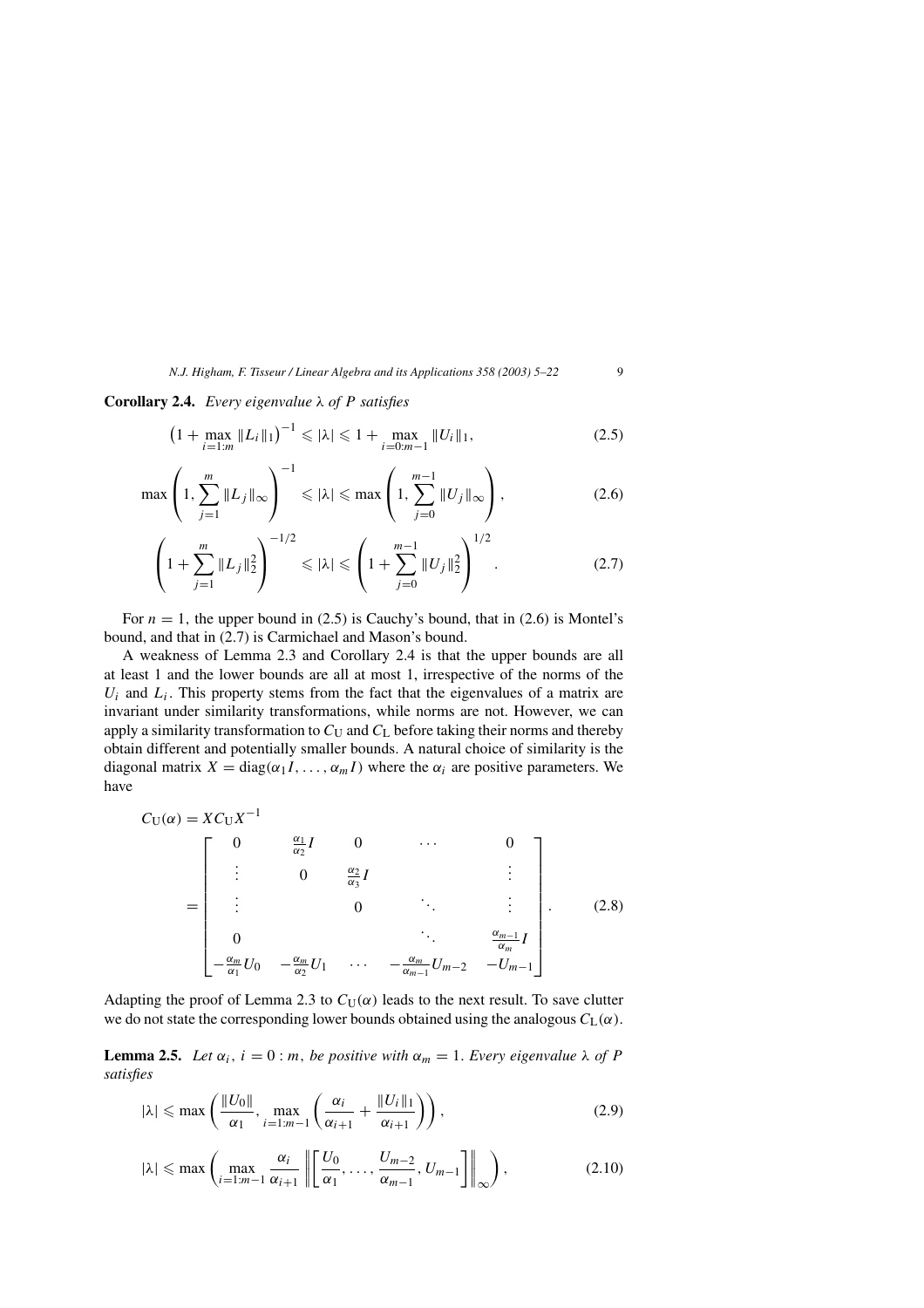**Corollary 2.4.** *Every eigenvalue* $\lambda$ *of* $P$ *satisfies*

$$\left(1 + \max_{i=1:m} \|L_i\|_1\right)^{-1} \leqslant |\lambda| \leqslant 1 + \max_{i=0:m-1} \|U_i\|_1, \tag{2.5}$$

$$\max\left(1, \sum_{j=1}^{m} \|L_j\|_\infty\right)^{-1} \leqslant |\lambda| \leqslant \max\left(1, \sum_{j=0}^{m-1} \|U_j\|_\infty\right), \tag{2.6}$$

$$\left(1 + \sum_{j=1}^{m} \|L_j\|_2^2\right)^{-1/2} \leqslant |\lambda| \leqslant \left(1 + \sum_{j=0}^{m-1} \|U_j\|_2^2\right)^{1/2}. \tag{2.7}$$

For $n = 1$, the upper bound in (2.5) is Cauchy's bound, that in (2.6) is Montel's bound, and that in (2.7) is Carmichael and Mason's bound.

A weakness of Lemma 2.3 and Corollary 2.4 is that the upper bounds are all at least 1 and the lower bounds are all at most 1, irrespective of the norms of the $U_i$ and $L_i$. This property stems from the fact that the eigenvalues of a matrix are invariant under similarity transformations, while norms are not. However, we can apply a similarity transformation to $C_{\mathrm{U}}$ and $C_{\mathrm{L}}$ before taking their norms and thereby obtain different and potentially smaller bounds. A natural choice of similarity is the diagonal matrix $X = \mathrm{diag}(\alpha_1 I, \ldots, \alpha_m I)$ where the $\alpha_i$ are positive parameters. We have

$$C_{\mathrm{U}}(\alpha) = X C_{\mathrm{U}} X^{-1} = \begin{bmatrix} 0 & \frac{\alpha_1}{\alpha_2} I & 0 & \cdots & 0 \\ \vdots & 0 & \frac{\alpha_2}{\alpha_3} I & & \vdots \\ \vdots & & 0 & \ddots & \vdots \\ 0 & & & \ddots & \frac{\alpha_{m-1}}{\alpha_m} I \\ -\frac{\alpha_m}{\alpha_1} U_0 & -\frac{\alpha_m}{\alpha_2} U_1 & \cdots & -\frac{\alpha_m}{\alpha_{m-1}} U_{m-2} & -U_{m-1} \end{bmatrix}. \tag{2.8}$$

Adapting the proof of Lemma 2.3 to $C_{\mathrm{U}}(\alpha)$ leads to the next result. To save clutter we do not state the corresponding lower bounds obtained using the analogous $C_{\mathrm{L}}(\alpha)$.

**Lemma 2.5.** *Let* $\alpha_i$, $i = 0 : m$, *be positive with* $\alpha_m = 1$. *Every eigenvalue* $\lambda$ *of* $P$ *satisfies*

$$|\lambda| \leqslant \max\left(\frac{\|U_0\|}{\alpha_1}, \max_{i=1:m-1}\left(\frac{\alpha_i}{\alpha_{i+1}} + \frac{\|U_i\|_1}{\alpha_{i+1}}\right)\right), \tag{2.9}$$

$$|\lambda| \leqslant \max\left(\max_{i=1:m-1} \frac{\alpha_i}{\alpha_{i+1}} \left\| \left[\frac{U_0}{\alpha_1}, \ldots, \frac{U_{m-2}}{\alpha_{m-1}}, U_{m-1}\right] \right\|_\infty \right), \tag{2.10}$$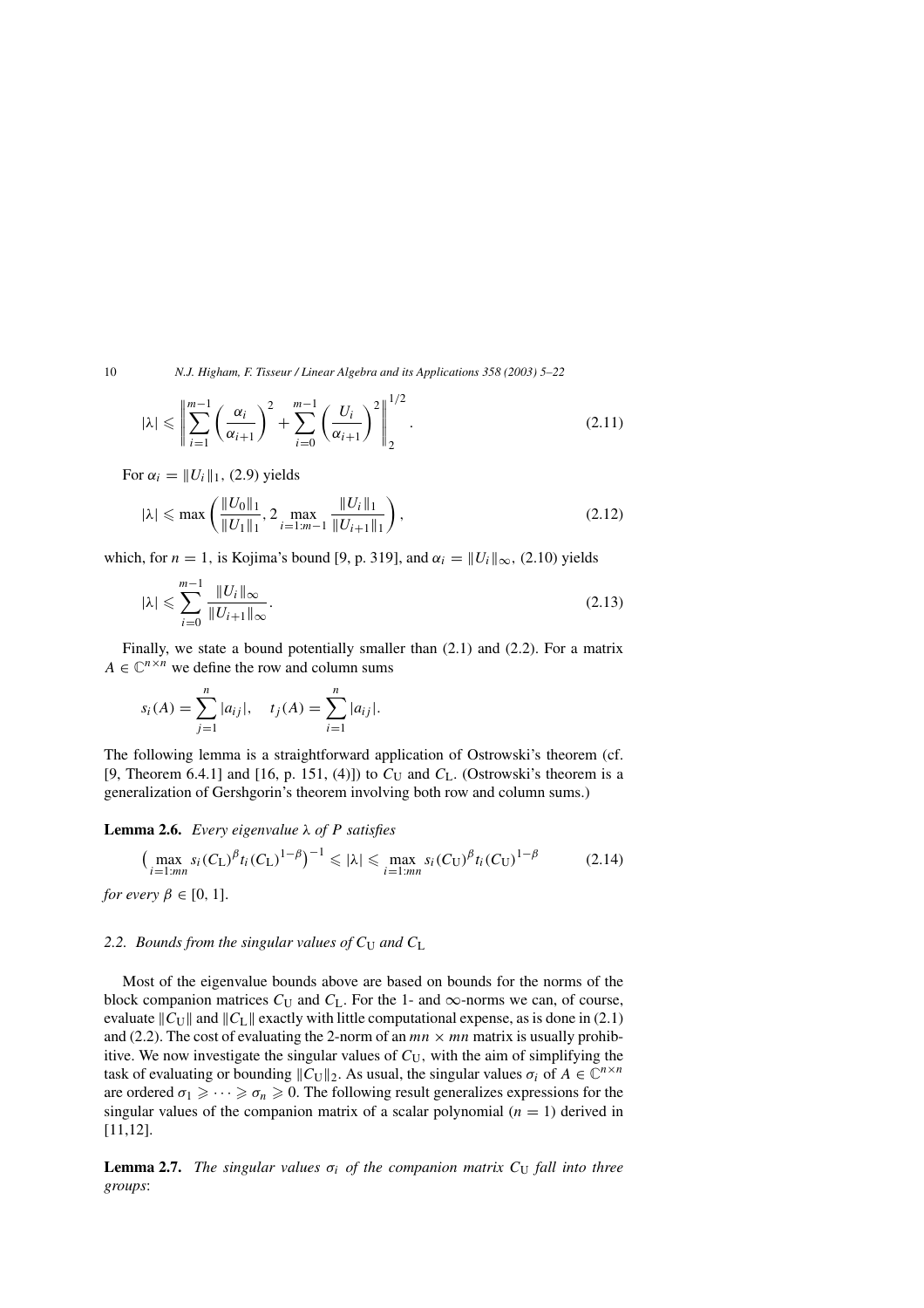$$|\lambda| \leqslant \left\| \sum_{i=1}^{m-1} \left( \frac{\alpha_i}{\alpha_{i+1}} \right)^2 + \sum_{i=0}^{m-1} \left( \frac{U_i}{\alpha_{i+1}} \right)^2 \right\|_2^{1/2}. \tag{2.11}$$

For $\alpha_i = \|U_i\|_1$, (2.9) yields

$$|\lambda| \leqslant \max \left( \frac{\|U_0\|_1}{\|U_1\|_1}, 2 \max_{i=1:m-1} \frac{\|U_i\|_1}{\|U_{i+1}\|_1} \right), \tag{2.12}$$

which, for $n = 1$, is Kojima's bound [9, p. 319], and $\alpha_i = \|U_i\|_\infty$, (2.10) yields

$$|\lambda| \leqslant \sum_{i=0}^{m-1} \frac{\|U_i\|_\infty}{\|U_{i+1}\|_\infty}. \tag{2.13}$$

Finally, we state a bound potentially smaller than (2.1) and (2.2). For a matrix $A \in \mathbb{C}^{n \times n}$ we define the row and column sums

$$s_i(A) = \sum_{j=1}^{n} |a_{ij}|, \quad t_j(A) = \sum_{i=1}^{n} |a_{ij}|.$$

The following lemma is a straightforward application of Ostrowski's theorem (cf. [9, Theorem 6.4.1] and [16, p. 151, (4)]) to $C_\text{U}$ and $C_\text{L}$. (Ostrowski's theorem is a generalization of Gershgorin's theorem involving both row and column sums.)

**Lemma 2.6.** *Every eigenvalue $\lambda$ of $P$ satisfies*

$$\left( \max_{i=1:mn} s_i(C_\text{L})^\beta t_i(C_\text{L})^{1-\beta} \right)^{-1} \leqslant |\lambda| \leqslant \max_{i=1:mn} s_i(C_\text{U})^\beta t_i(C_\text{U})^{1-\beta} \tag{2.14}$$

*for every $\beta \in [0, 1]$.*

### 2.2. Bounds from the singular values of $C_\text{U}$ and $C_\text{L}$

Most of the eigenvalue bounds above are based on bounds for the norms of the block companion matrices $C_\text{U}$ and $C_\text{L}$. For the 1- and $\infty$-norms we can, of course, evaluate $\|C_\text{U}\|$ and $\|C_\text{L}\|$ exactly with little computational expense, as is done in (2.1) and (2.2). The cost of evaluating the 2-norm of an $mn \times mn$ matrix is usually prohibitive. We now investigate the singular values of $C_\text{U}$, with the aim of simplifying the task of evaluating or bounding $\|C_\text{U}\|_2$. As usual, the singular values $\sigma_i$ of $A \in \mathbb{C}^{n \times n}$ are ordered $\sigma_1 \geqslant \cdots \geqslant \sigma_n \geqslant 0$. The following result generalizes expressions for the singular values of the companion matrix of a scalar polynomial ($n = 1$) derived in [11,12].

**Lemma 2.7.** *The singular values $\sigma_i$ of the companion matrix $C_\text{U}$ fall into three groups*: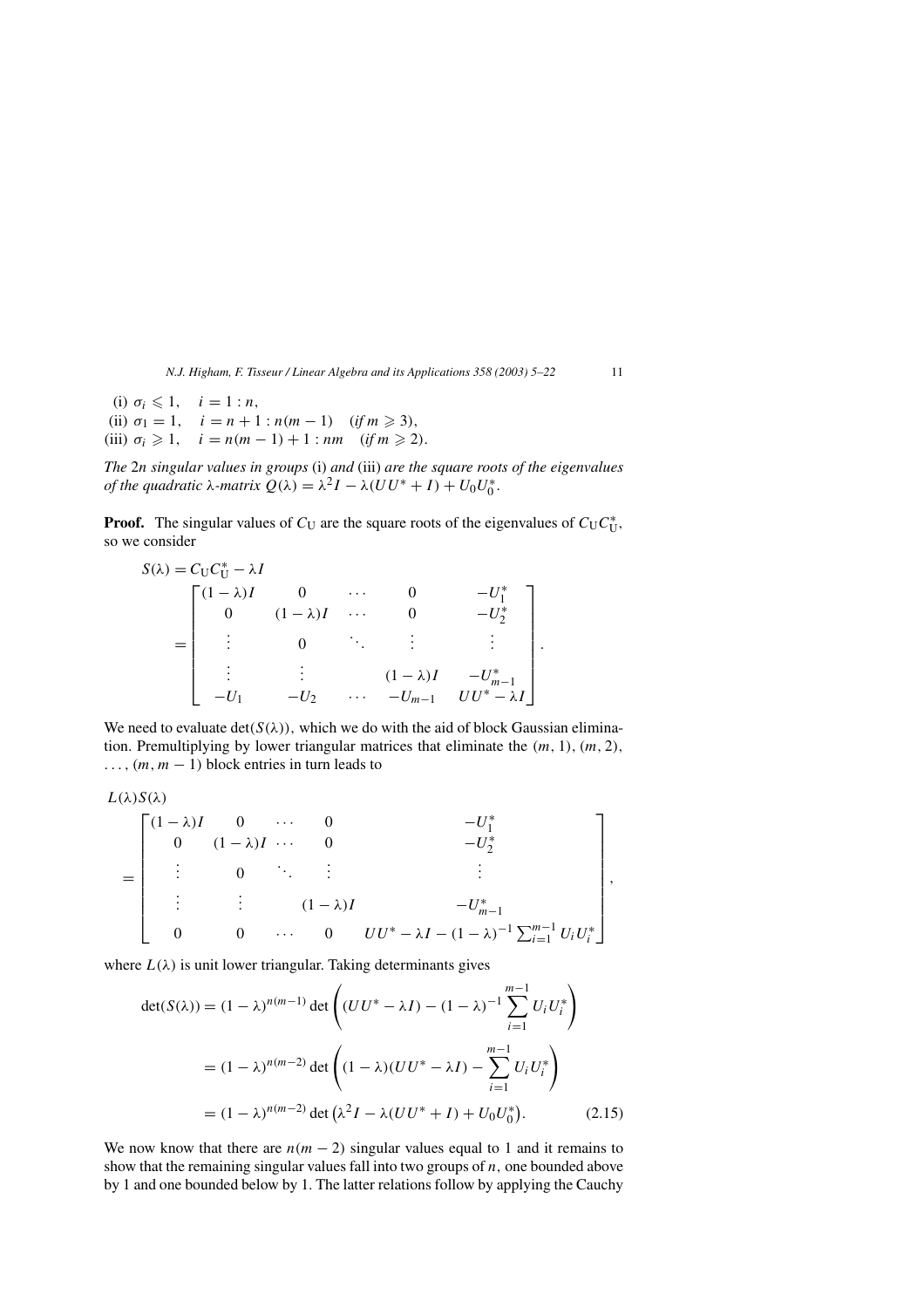(i) $\sigma_i \leqslant 1, \quad i = 1 : n$,
(ii) $\sigma_1 = 1, \quad i = n + 1 : n(m - 1) \quad (\textit{if } m \geqslant 3)$,
(iii) $\sigma_i \geqslant 1, \quad i = n(m - 1) + 1 : nm \quad (\textit{if } m \geqslant 2)$.

*The* $2n$ *singular values in groups* (i) *and* (iii) *are the square roots of the eigenvalues of the quadratic* $\lambda$*-matrix* $Q(\lambda) = \lambda^2 I - \lambda(UU^* + I) + U_0U_0^*$.

**Proof.** The singular values of $C_U$ are the square roots of the eigenvalues of $C_UC_U^*$, so we consider

$$S(\lambda) = C_UC_U^* - \lambda I$$
$$= \begin{bmatrix} (1-\lambda)I & 0 & \cdots & 0 & -U_1^* \\ 0 & (1-\lambda)I & \cdots & 0 & -U_2^* \\ \vdots & 0 & \ddots & \vdots & \vdots \\ \vdots & \vdots & & (1-\lambda)I & -U_{m-1}^* \\ -U_1 & -U_2 & \cdots & -U_{m-1} & UU^* - \lambda I \end{bmatrix}.$$

We need to evaluate $\det(S(\lambda))$, which we do with the aid of block Gaussian elimination. Premultiplying by lower triangular matrices that eliminate the $(m, 1)$, $(m, 2)$, $\ldots, (m, m-1)$ block entries in turn leads to

$$L(\lambda)S(\lambda)$$
$$= \begin{bmatrix} (1-\lambda)I & 0 & \cdots & 0 & -U_1^* \\ 0 & (1-\lambda)I & \cdots & 0 & -U_2^* \\ \vdots & 0 & \ddots & \vdots & \vdots \\ \vdots & \vdots & & (1-\lambda)I & -U_{m-1}^* \\ 0 & 0 & \cdots & 0 & UU^* - \lambda I - (1-\lambda)^{-1}\sum_{i=1}^{m-1} U_iU_i^* \end{bmatrix},$$

where $L(\lambda)$ is unit lower triangular. Taking determinants gives

$$\begin{aligned} \det(S(\lambda)) &= (1-\lambda)^{n(m-1)} \det\left((UU^* - \lambda I) - (1-\lambda)^{-1}\sum_{i=1}^{m-1} U_iU_i^*\right) \\ &= (1-\lambda)^{n(m-2)} \det\left((1-\lambda)(UU^* - \lambda I) - \sum_{i=1}^{m-1} U_iU_i^*\right) \\ &= (1-\lambda)^{n(m-2)} \det\left(\lambda^2 I - \lambda(UU^* + I) + U_0U_0^*\right). \end{aligned} \tag{2.15}$$

We now know that there are $n(m-2)$ singular values equal to 1 and it remains to show that the remaining singular values fall into two groups of $n$, one bounded above by 1 and one bounded below by 1. The latter relations follow by applying the Cauchy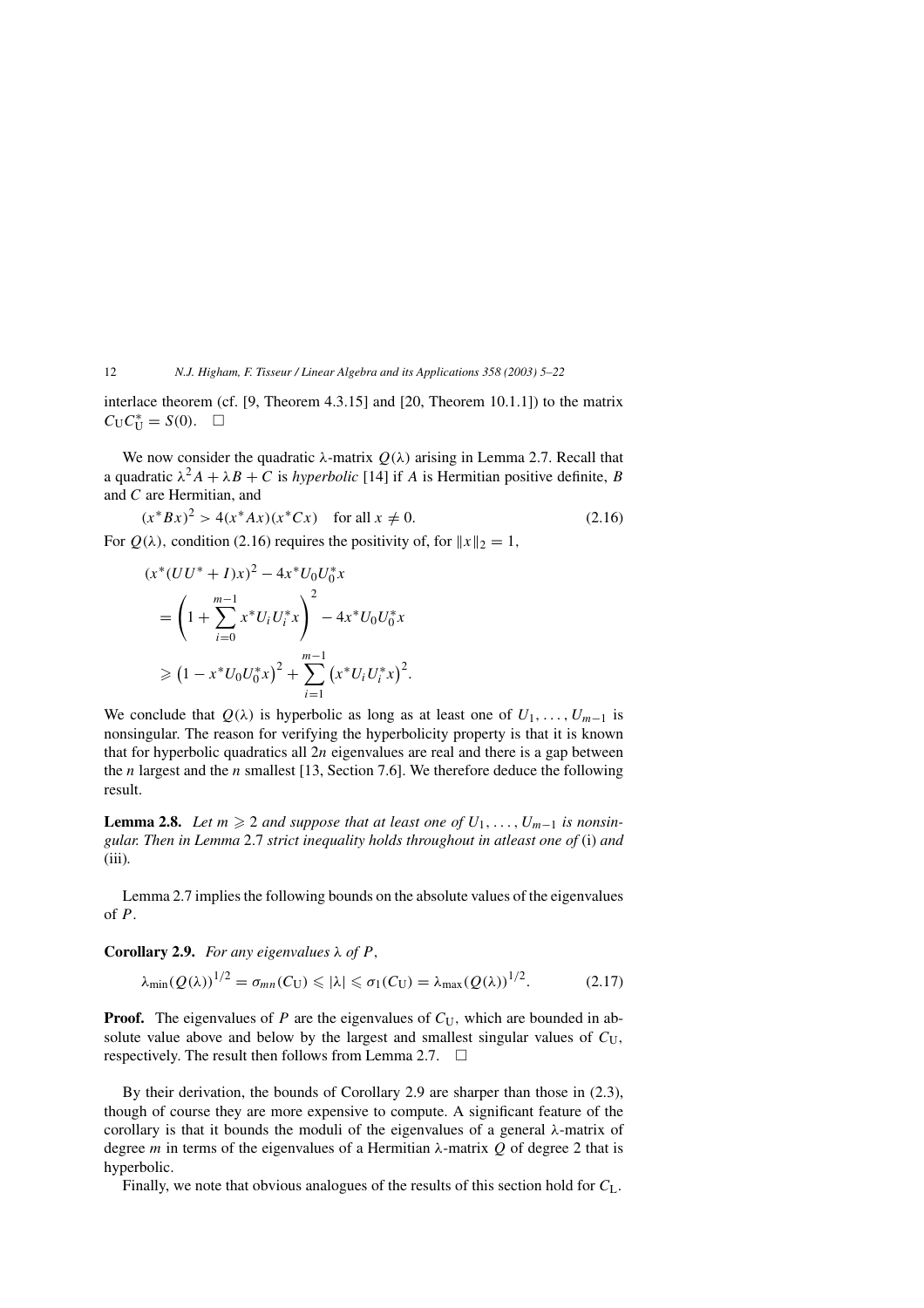interlace theorem (cf. [9, Theorem 4.3.15] and [20, Theorem 10.1.1]) to the matrix $C_{\mathrm{U}}C_{\mathrm{U}}^* = S(0)$. $\square$

We now consider the quadratic λ-matrix $Q(\lambda)$ arising in Lemma 2.7. Recall that a quadratic $\lambda^2 A + \lambda B + C$ is *hyperbolic* [14] if $A$ is Hermitian positive definite, $B$ and $C$ are Hermitian, and

$$(x^*Bx)^2 > 4(x^*Ax)(x^*Cx) \quad \text{for all } x \neq 0. \tag{2.16}$$

For $Q(\lambda)$, condition (2.16) requires the positivity of, for $\|x\|_2 = 1$,

$$\begin{aligned}
&(x^*(UU^* + I)x)^2 - 4x^*U_0U_0^*x \\
&= \left(1 + \sum_{i=0}^{m-1} x^*U_iU_i^*x\right)^2 - 4x^*U_0U_0^*x \\
&\geqslant \left(1 - x^*U_0U_0^*x\right)^2 + \sum_{i=1}^{m-1}\left(x^*U_iU_i^*x\right)^2.
\end{aligned}$$

We conclude that $Q(\lambda)$ is hyperbolic as long as at least one of $U_1, \ldots, U_{m-1}$ is nonsingular. The reason for verifying the hyperbolicity property is that it is known that for hyperbolic quadratics all $2n$ eigenvalues are real and there is a gap between the $n$ largest and the $n$ smallest [13, Section 7.6]. We therefore deduce the following result.

**Lemma 2.8.** *Let $m \geqslant 2$ and suppose that at least one of $U_1, \ldots, U_{m-1}$ is nonsingular. Then in Lemma* 2.7 *strict inequality holds throughout in atleast one of* (i) *and* (iii).

Lemma 2.7 implies the following bounds on the absolute values of the eigenvalues of $P$.

**Corollary 2.9.** *For any eigenvalues $\lambda$ of $P$,*

$$\lambda_{\min}(Q(\lambda))^{1/2} = \sigma_{mn}(C_{\mathrm{U}}) \leqslant |\lambda| \leqslant \sigma_1(C_{\mathrm{U}}) = \lambda_{\max}(Q(\lambda))^{1/2}. \tag{2.17}$$

**Proof.** The eigenvalues of $P$ are the eigenvalues of $C_{\mathrm{U}}$, which are bounded in absolute value above and below by the largest and smallest singular values of $C_{\mathrm{U}}$, respectively. The result then follows from Lemma 2.7. $\square$

By their derivation, the bounds of Corollary 2.9 are sharper than those in (2.3), though of course they are more expensive to compute. A significant feature of the corollary is that it bounds the moduli of the eigenvalues of a general λ-matrix of degree $m$ in terms of the eigenvalues of a Hermitian λ-matrix $Q$ of degree 2 that is hyperbolic.

Finally, we note that obvious analogues of the results of this section hold for $C_{\mathrm{L}}$.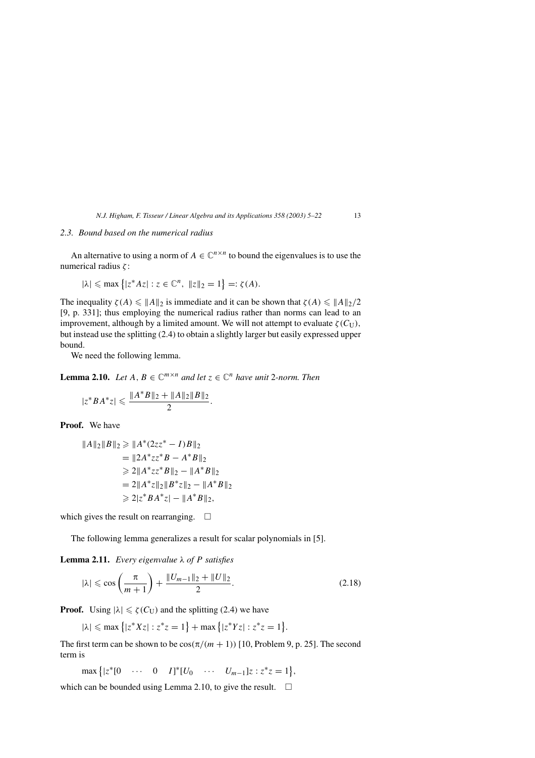### 2.3. Bound based on the numerical radius

An alternative to using a norm of $A \in \mathbb{C}^{n\times n}$ to bound the eigenvalues is to use the numerical radius $\zeta$:

$$|\lambda| \leqslant \max\left\{|z^*Az| : z \in \mathbb{C}^n,\ \|z\|_2 = 1\right\} =: \zeta(A).$$

The inequality $\zeta(A) \leqslant \|A\|_2$ is immediate and it can be shown that $\zeta(A) \leqslant \|A\|_2/2$ [9, p. 331]; thus employing the numerical radius rather than norms can lead to an improvement, although by a limited amount. We will not attempt to evaluate $\zeta(C_{\mathrm{U}})$, but instead use the splitting (2.4) to obtain a slightly larger but easily expressed upper bound.

We need the following lemma.

**Lemma 2.10.** *Let $A, B \in \mathbb{C}^{m\times n}$ and let $z \in \mathbb{C}^n$ have unit 2-norm. Then*

$$|z^*BA^*z| \leqslant \frac{\|A^*B\|_2 + \|A\|_2\|B\|_2}{2}.$$

**Proof.** We have

$$\begin{aligned}
\|A\|_2\|B\|_2 &\geqslant \|A^*(2zz^* - I)B\|_2 \\
&= \|2A^*zz^*B - A^*B\|_2 \\
&\geqslant 2\|A^*zz^*B\|_2 - \|A^*B\|_2 \\
&= 2\|A^*z\|_2\|B^*z\|_2 - \|A^*B\|_2 \\
&\geqslant 2|z^*BA^*z| - \|A^*B\|_2,
\end{aligned}$$

which gives the result on rearranging. $\square$

The following lemma generalizes a result for scalar polynomials in [5].

**Lemma 2.11.** *Every eigenvalue $\lambda$ of $P$ satisfies*

$$|\lambda| \leqslant \cos\left(\frac{\pi}{m+1}\right) + \frac{\|U_{m-1}\|_2 + \|U\|_2}{2}. \tag{2.18}$$

**Proof.** Using $|\lambda| \leqslant \zeta(C_{\mathrm{U}})$ and the splitting (2.4) we have

$$|\lambda| \leqslant \max\left\{|z^*Xz| : z^*z = 1\right\} + \max\left\{|z^*Yz| : z^*z = 1\right\}.$$

The first term can be shown to be $\cos(\pi/(m+1))$ [10, Problem 9, p. 25]. The second term is

$$\max\left\{|z^*[0 \quad \cdots \quad 0 \quad I]^*[U_0 \quad \cdots \quad U_{m-1}]z : z^*z = 1\right\},$$

which can be bounded using Lemma 2.10, to give the result. $\square$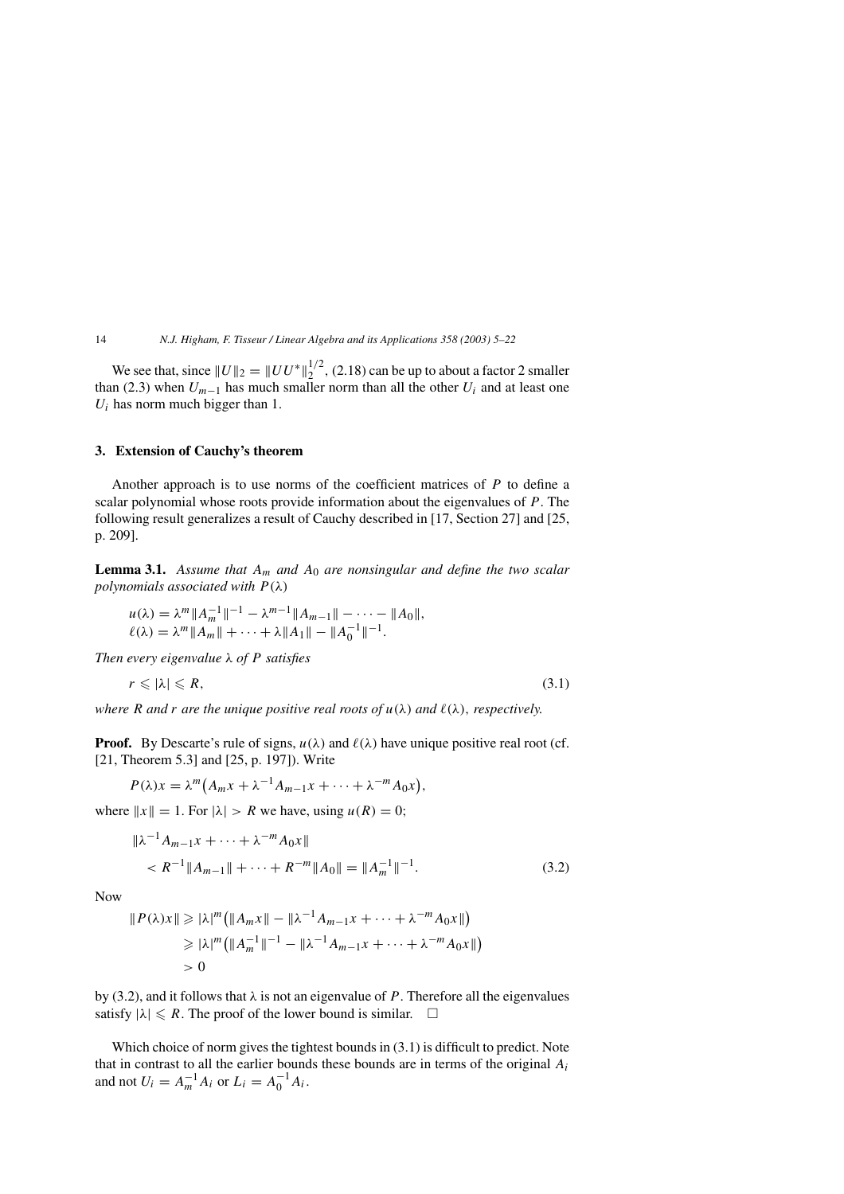We see that, since $\|U\|_2 = \|UU^*\|_2^{1/2}$, (2.18) can be up to about a factor 2 smaller than (2.3) when $U_{m-1}$ has much smaller norm than all the other $U_i$ and at least one $U_i$ has norm much bigger than 1.

## 3. Extension of Cauchy's theorem

Another approach is to use norms of the coefficient matrices of $P$ to define a scalar polynomial whose roots provide information about the eigenvalues of $P$. The following result generalizes a result of Cauchy described in [17, Section 27] and [25, p. 209].

**Lemma 3.1.** *Assume that $A_m$ and $A_0$ are nonsingular and define the two scalar polynomials associated with $P(\lambda)$*

$$u(\lambda) = \lambda^m \|A_m^{-1}\|^{-1} - \lambda^{m-1}\|A_{m-1}\| - \cdots - \|A_0\|,$$
$$\ell(\lambda) = \lambda^m \|A_m\| + \cdots + \lambda\|A_1\| - \|A_0^{-1}\|^{-1}.$$

*Then every eigenvalue $\lambda$ of $P$ satisfies*

$$r \leqslant |\lambda| \leqslant R, \tag{3.1}$$

*where $R$ and $r$ are the unique positive real roots of $u(\lambda)$ and $\ell(\lambda)$, respectively.*

**Proof.** By Descarte's rule of signs, $u(\lambda)$ and $\ell(\lambda)$ have unique positive real root (cf. [21, Theorem 5.3] and [25, p. 197]). Write

$$P(\lambda)x = \lambda^m\big(A_m x + \lambda^{-1}A_{m-1}x + \cdots + \lambda^{-m}A_0 x\big),$$

where $\|x\| = 1$. For $|\lambda| > R$ we have, using $u(R) = 0$;

$$\begin{aligned} &\|\lambda^{-1}A_{m-1}x + \cdots + \lambda^{-m}A_0 x\| \\ &\quad < R^{-1}\|A_{m-1}\| + \cdots + R^{-m}\|A_0\| = \|A_m^{-1}\|^{-1}. \end{aligned} \tag{3.2}$$

Now

$$\begin{aligned} \|P(\lambda)x\| &\geqslant |\lambda|^m\big(\|A_m x\| - \|\lambda^{-1}A_{m-1}x + \cdots + \lambda^{-m}A_0 x\|\big) \\ &\geqslant |\lambda|^m\big(\|A_m^{-1}\|^{-1} - \|\lambda^{-1}A_{m-1}x + \cdots + \lambda^{-m}A_0 x\|\big) \\ &> 0 \end{aligned}$$

by (3.2), and it follows that $\lambda$ is not an eigenvalue of $P$. Therefore all the eigenvalues satisfy $|\lambda| \leqslant R$. The proof of the lower bound is similar. $\square$

Which choice of norm gives the tightest bounds in (3.1) is difficult to predict. Note that in contrast to all the earlier bounds these bounds are in terms of the original $A_i$ and not $U_i = A_m^{-1}A_i$ or $L_i = A_0^{-1}A_i$.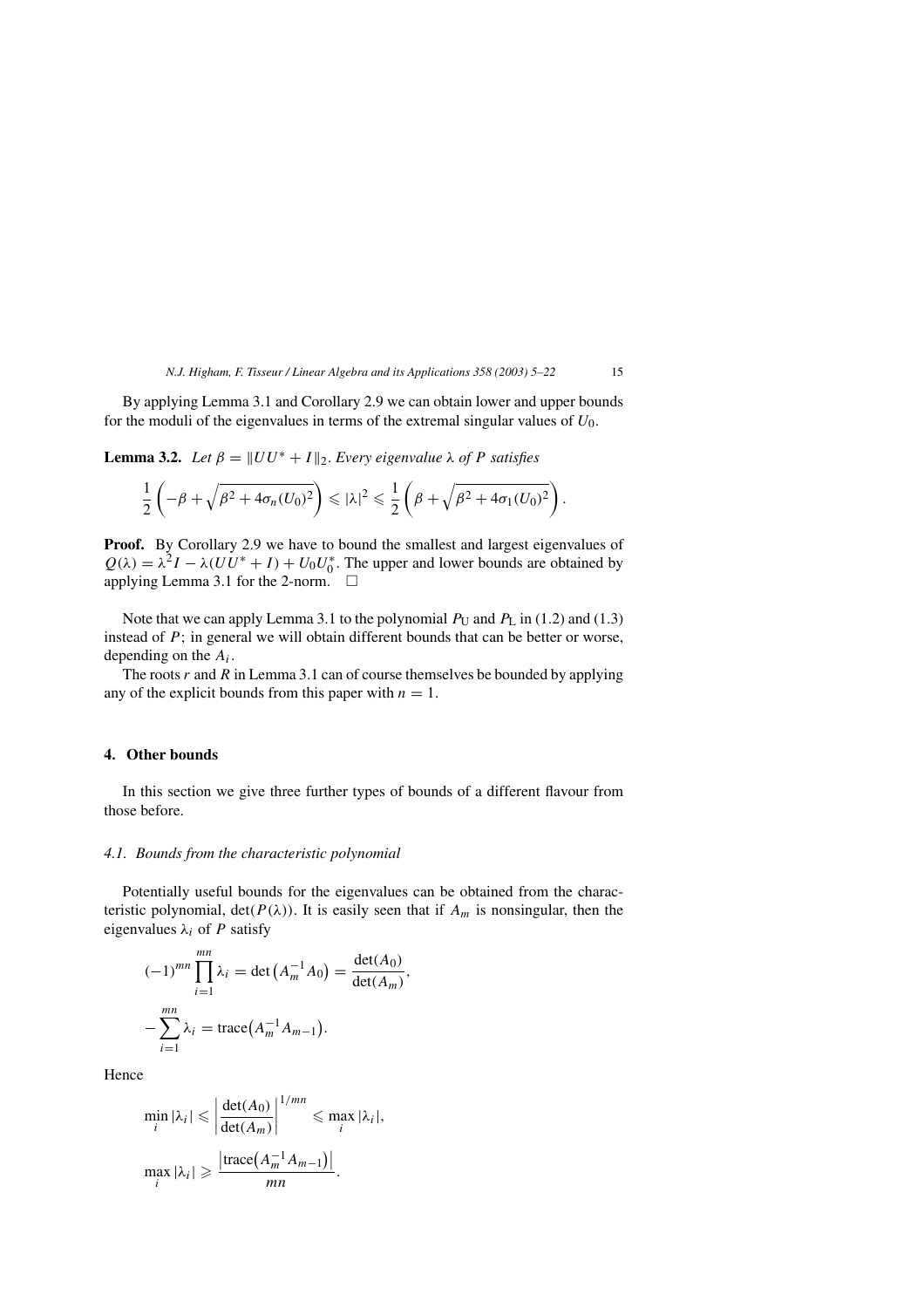By applying Lemma 3.1 and Corollary 2.9 we can obtain lower and upper bounds for the moduli of the eigenvalues in terms of the extremal singular values of $U_0$.

**Lemma 3.2.** *Let* $\beta = \|UU^* + I\|_2$. *Every eigenvalue* $\lambda$ *of* $P$ *satisfies*

$$\frac{1}{2}\left(-\beta + \sqrt{\beta^2 + 4\sigma_n(U_0)^2}\right) \leqslant |\lambda|^2 \leqslant \frac{1}{2}\left(\beta + \sqrt{\beta^2 + 4\sigma_1(U_0)^2}\right).$$

**Proof.** By Corollary 2.9 we have to bound the smallest and largest eigenvalues of $Q(\lambda) = \lambda^2 I - \lambda(UU^* + I) + U_0 U_0^*$. The upper and lower bounds are obtained by applying Lemma 3.1 for the 2-norm. $\square$

Note that we can apply Lemma 3.1 to the polynomial $P_{\text{U}}$ and $P_{\text{L}}$ in (1.2) and (1.3) instead of $P$; in general we will obtain different bounds that can be better or worse, depending on the $A_i$.

The roots $r$ and $R$ in Lemma 3.1 can of course themselves be bounded by applying any of the explicit bounds from this paper with $n = 1$.

## 4. Other bounds

In this section we give three further types of bounds of a different flavour from those before.

### 4.1. Bounds from the characteristic polynomial

Potentially useful bounds for the eigenvalues can be obtained from the characteristic polynomial, $\det(P(\lambda))$. It is easily seen that if $A_m$ is nonsingular, then the eigenvalues $\lambda_i$ of $P$ satisfy

$$(-1)^{mn} \prod_{i=1}^{mn} \lambda_i = \det\left(A_m^{-1} A_0\right) = \frac{\det(A_0)}{\det(A_m)},$$

$$-\sum_{i=1}^{mn} \lambda_i = \operatorname{trace}\left(A_m^{-1} A_{m-1}\right).$$

Hence

$$\min_i |\lambda_i| \leqslant \left|\frac{\det(A_0)}{\det(A_m)}\right|^{1/mn} \leqslant \max_i |\lambda_i|,$$

$$\max_i |\lambda_i| \geqslant \frac{\left|\operatorname{trace}\left(A_m^{-1} A_{m-1}\right)\right|}{mn}.$$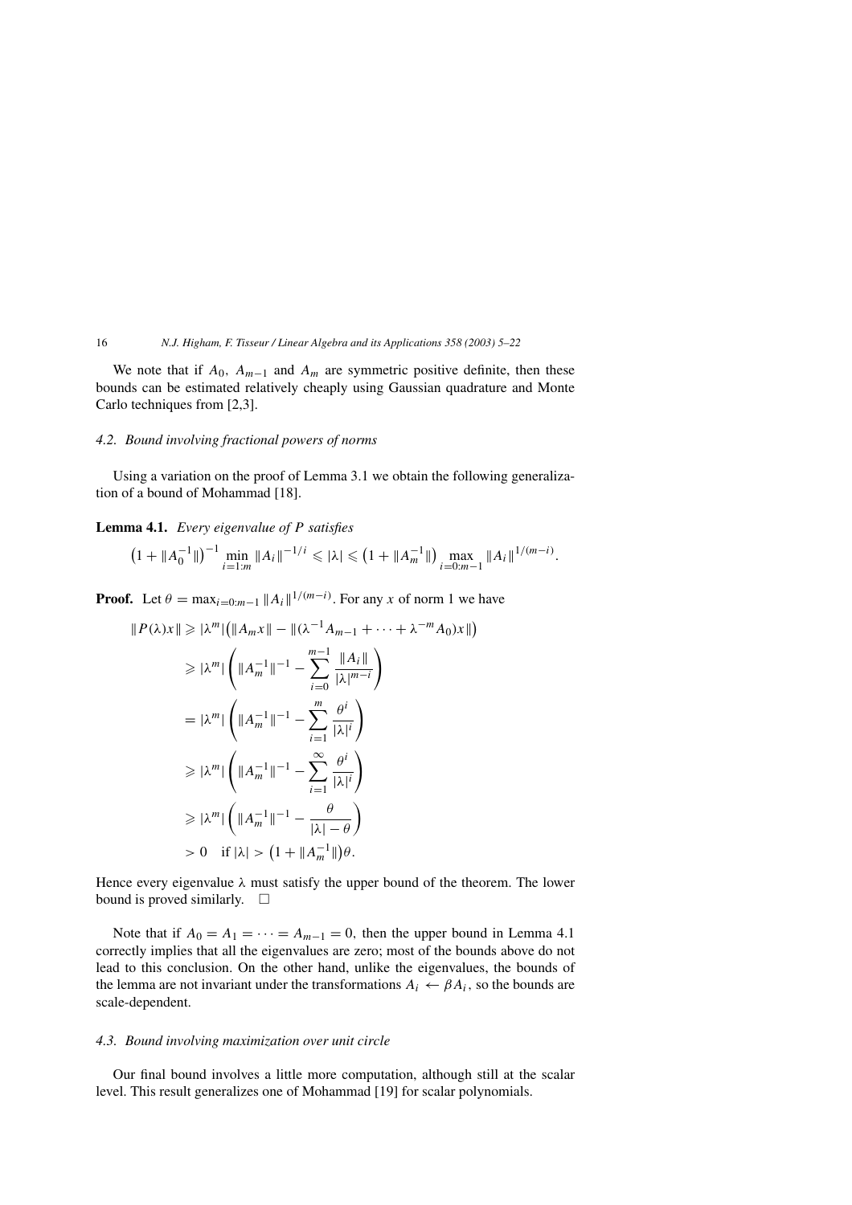We note that if $A_0$, $A_{m-1}$ and $A_m$ are symmetric positive definite, then these bounds can be estimated relatively cheaply using Gaussian quadrature and Monte Carlo techniques from [2,3].

### 4.2. Bound involving fractional powers of norms

Using a variation on the proof of Lemma 3.1 we obtain the following generalization of a bound of Mohammad [18].

**Lemma 4.1.** *Every eigenvalue of P satisfies*

$$\left(1 + \|A_0^{-1}\|\right)^{-1} \min_{i=1:m} \|A_i\|^{-1/i} \leqslant |\lambda| \leqslant \left(1 + \|A_m^{-1}\|\right) \max_{i=0:m-1} \|A_i\|^{1/(m-i)}.$$

**Proof.** Let $\theta = \max_{i=0:m-1} \|A_i\|^{1/(m-i)}$. For any $x$ of norm 1 we have

$$\begin{aligned}
\|P(\lambda)x\| &\geqslant |\lambda^m| \left(\|A_m x\| - \|(\lambda^{-1}A_{m-1} + \cdots + \lambda^{-m}A_0)x\|\right) \\
&\geqslant |\lambda^m| \left( \|A_m^{-1}\|^{-1} - \sum_{i=0}^{m-1} \frac{\|A_i\|}{|\lambda|^{m-i}} \right) \\
&= |\lambda^m| \left( \|A_m^{-1}\|^{-1} - \sum_{i=1}^{m} \frac{\theta^i}{|\lambda|^i} \right) \\
&\geqslant |\lambda^m| \left( \|A_m^{-1}\|^{-1} - \sum_{i=1}^{\infty} \frac{\theta^i}{|\lambda|^i} \right) \\
&\geqslant |\lambda^m| \left( \|A_m^{-1}\|^{-1} - \frac{\theta}{|\lambda| - \theta} \right) \\
&> 0 \quad \text{if } |\lambda| > \left(1 + \|A_m^{-1}\|\right)\theta.
\end{aligned}$$

Hence every eigenvalue $\lambda$ must satisfy the upper bound of the theorem. The lower bound is proved similarly. □

Note that if $A_0 = A_1 = \cdots = A_{m-1} = 0$, then the upper bound in Lemma 4.1 correctly implies that all the eigenvalues are zero; most of the bounds above do not lead to this conclusion. On the other hand, unlike the eigenvalues, the bounds of the lemma are not invariant under the transformations $A_i \leftarrow \beta A_i$, so the bounds are scale-dependent.

### 4.3. Bound involving maximization over unit circle

Our final bound involves a little more computation, although still at the scalar level. This result generalizes one of Mohammad [19] for scalar polynomials.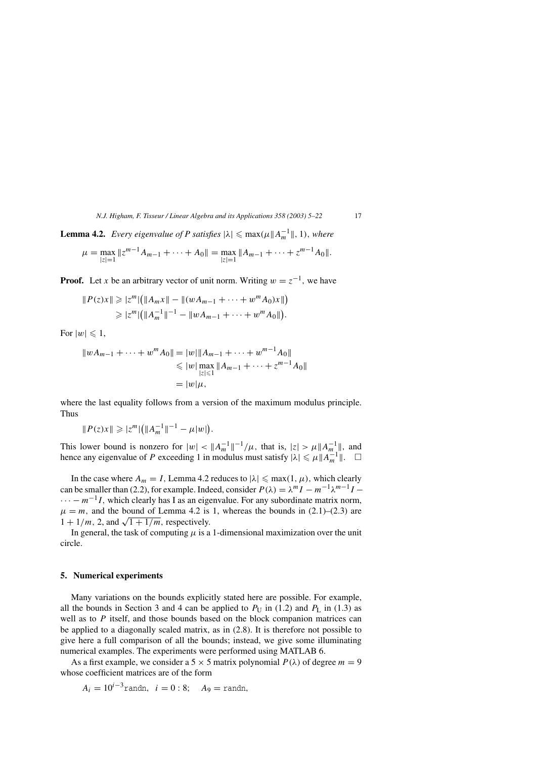**Lemma 4.2.** *Every eigenvalue of $P$ satisfies $|\lambda| \leqslant \max(\mu\|A_m^{-1}\|, 1)$, where*

$$\mu = \max_{|z|=1} \|z^{m-1}A_{m-1} + \cdots + A_0\| = \max_{|z|=1} \|A_{m-1} + \cdots + z^{m-1}A_0\|.$$

**Proof.** Let $x$ be an arbitrary vector of unit norm. Writing $w = z^{-1}$, we have

$$\begin{aligned}\|P(z)x\| &\geqslant |z^m|\big(\|A_m x\| - \|(wA_{m-1} + \cdots + w^m A_0)x\|\big)\\ &\geqslant |z^m|\big(\|A_m^{-1}\|^{-1} - \|wA_{m-1} + \cdots + w^m A_0\|\big).\end{aligned}$$

For $|w| \leqslant 1$,

$$\begin{aligned}\|wA_{m-1} + \cdots + w^m A_0\| &= |w|\|A_{m-1} + \cdots + w^{m-1}A_0\|\\ &\leqslant |w| \max_{|z|\leqslant 1} \|A_{m-1} + \cdots + z^{m-1}A_0\|\\ &= |w|\mu,\end{aligned}$$

where the last equality follows from a version of the maximum modulus principle. Thus

$$\|P(z)x\| \geqslant |z^m|\big(\|A_m^{-1}\|^{-1} - \mu|w|\big).$$

This lower bound is nonzero for $|w| < \|A_m^{-1}\|^{-1}/\mu$, that is, $|z| > \mu\|A_m^{-1}\|$, and hence any eigenvalue of $P$ exceeding 1 in modulus must satisfy $|\lambda| \leqslant \mu\|A_m^{-1}\|$. $\square$

In the case where $A_m = I$, Lemma 4.2 reduces to $|\lambda| \leqslant \max(1, \mu)$, which clearly can be smaller than (2.2), for example. Indeed, consider $P(\lambda) = \lambda^m I - m^{-1}\lambda^{m-1}I - \cdots - m^{-1}I$, which clearly has I as an eigenvalue. For any subordinate matrix norm, $\mu = m$, and the bound of Lemma 4.2 is 1, whereas the bounds in (2.1)–(2.3) are $1 + 1/m$, 2, and $\sqrt{1 + 1/m}$, respectively.

In general, the task of computing $\mu$ is a 1-dimensional maximization over the unit circle.

## 5. Numerical experiments

Many variations on the bounds explicitly stated here are possible. For example, all the bounds in Section 3 and 4 can be applied to $P_{\mathrm{U}}$ in (1.2) and $P_{\mathrm{L}}$ in (1.3) as well as to $P$ itself, and those bounds based on the block companion matrices can be applied to a diagonally scaled matrix, as in (2.8). It is therefore not possible to give here a full comparison of all the bounds; instead, we give some illuminating numerical examples. The experiments were performed using MATLAB 6.

As a first example, we consider a $5 \times 5$ matrix polynomial $P(\lambda)$ of degree $m = 9$ whose coefficient matrices are of the form

$$A_i = 10^{i-3}\texttt{randn}, \quad i = 0:8; \quad A_9 = \texttt{randn},$$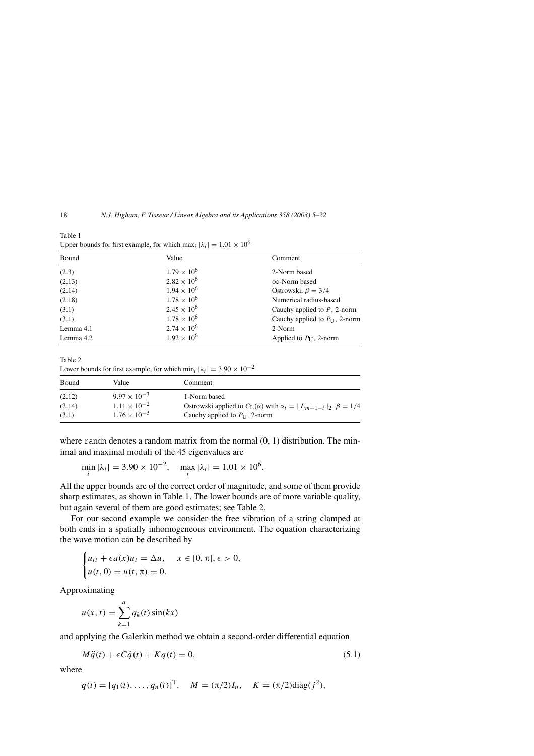Table 1
Upper bounds for first example, for which $\max_i |\lambda_i| = 1.01 \times 10^6$

| Bound | Value | Comment |
|---|---|---|
| (2.3) | $1.79 \times 10^6$ | 2-Norm based |
| (2.13) | $2.82 \times 10^6$ | $\infty$-Norm based |
| (2.14) | $1.94 \times 10^6$ | Ostrowski, $\beta = 3/4$ |
| (2.18) | $1.78 \times 10^6$ | Numerical radius-based |
| (3.1) | $2.45 \times 10^6$ | Cauchy applied to $P$, 2-norm |
| (3.1) | $1.78 \times 10^6$ | Cauchy applied to $P_{\mathrm{U}}$, 2-norm |
| Lemma 4.1 | $2.74 \times 10^6$ | 2-Norm |
| Lemma 4.2 | $1.92 \times 10^6$ | Applied to $P_{\mathrm{U}}$, 2-norm |

Table 2
Lower bounds for first example, for which $\min_i |\lambda_i| = 3.90 \times 10^{-2}$

| Bound | Value | Comment |
|---|---|---|
| (2.12) | $9.97 \times 10^{-3}$ | 1-Norm based |
| (2.14) | $1.11 \times 10^{-2}$ | Ostrowski applied to $C_{\mathrm{L}}(\alpha)$ with $\alpha_i = \|L_{m+1-i}\|_2$, $\beta = 1/4$ |
| (3.1) | $1.76 \times 10^{-3}$ | Cauchy applied to $P_{\mathrm{U}}$, 2-norm |

where `randn` denotes a random matrix from the normal (0, 1) distribution. The minimal and maximal moduli of the 45 eigenvalues are

$$\min_i |\lambda_i| = 3.90 \times 10^{-2}, \quad \max_i |\lambda_i| = 1.01 \times 10^6.$$

All the upper bounds are of the correct order of magnitude, and some of them provide sharp estimates, as shown in Table 1. The lower bounds are of more variable quality, but again several of them are good estimates; see Table 2.

For our second example we consider the free vibration of a string clamped at both ends in a spatially inhomogeneous environment. The equation characterizing the wave motion can be described by

$$\begin{cases} u_{tt} + \epsilon a(x) u_t = \Delta u, & x \in [0, \pi], \epsilon > 0, \\ u(t, 0) = u(t, \pi) = 0. \end{cases}$$

Approximating

$$u(x, t) = \sum_{k=1}^{n} q_k(t) \sin(kx)$$

and applying the Galerkin method we obtain a second-order differential equation

$$M\ddot{q}(t) + \epsilon C\dot{q}(t) + Kq(t) = 0, \tag{5.1}$$

where

$$q(t) = [q_1(t), \ldots, q_n(t)]^{\mathrm{T}}, \quad M = (\pi/2)I_n, \quad K = (\pi/2)\mathrm{diag}(j^2),$$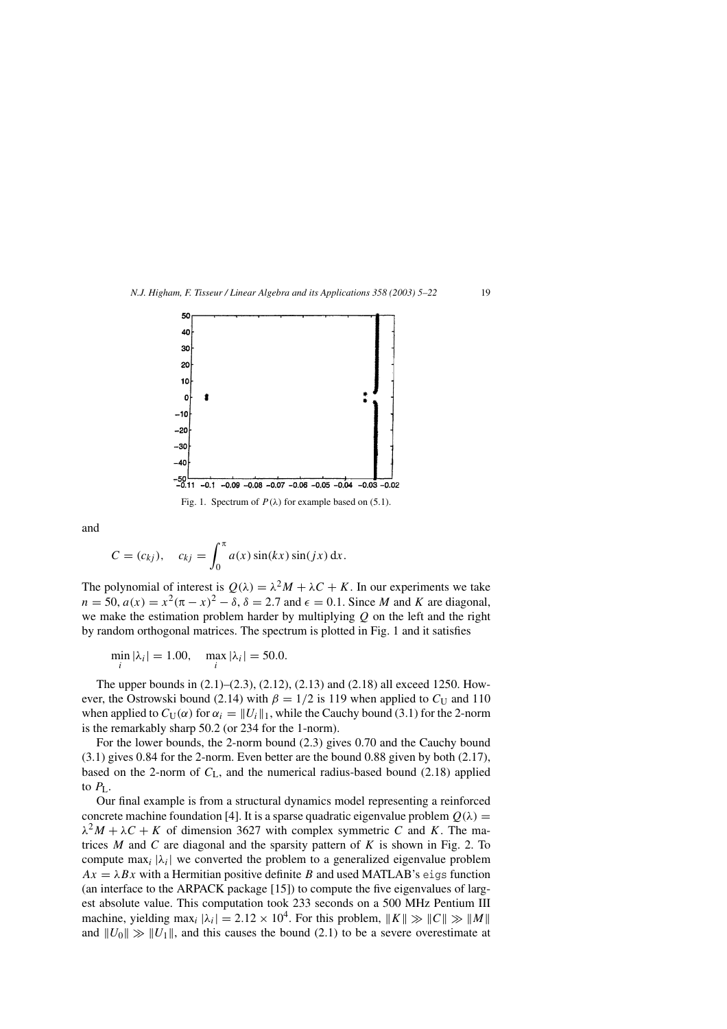Fig. 1. Spectrum of $P(\lambda)$ for example based on (5.1).

and

$$C = (c_{kj}), \quad c_{kj} = \int_0^{\pi} a(x)\sin(kx)\sin(jx)\,\mathrm{d}x.$$

The polynomial of interest is $Q(\lambda) = \lambda^2 M + \lambda C + K$. In our experiments we take $n = 50$, $a(x) = x^2(\pi - x)^2 - \delta$, $\delta = 2.7$ and $\epsilon = 0.1$. Since $M$ and $K$ are diagonal, we make the estimation problem harder by multiplying $Q$ on the left and the right by random orthogonal matrices. The spectrum is plotted in Fig. 1 and it satisfies

$$\min_i |\lambda_i| = 1.00, \quad \max_i |\lambda_i| = 50.0.$$

The upper bounds in (2.1)–(2.3), (2.12), (2.13) and (2.18) all exceed 1250. However, the Ostrowski bound (2.14) with $\beta = 1/2$ is 119 when applied to $C_{\mathrm{U}}$ and 110 when applied to $C_{\mathrm{U}}(\alpha)$ for $\alpha_i = \|U_i\|_1$, while the Cauchy bound (3.1) for the 2-norm is the remarkably sharp 50.2 (or 234 for the 1-norm).

For the lower bounds, the 2-norm bound (2.3) gives 0.70 and the Cauchy bound (3.1) gives 0.84 for the 2-norm. Even better are the bound 0.88 given by both (2.17), based on the 2-norm of $C_{\mathrm{L}}$, and the numerical radius-based bound (2.18) applied to $P_{\mathrm{L}}$.

Our final example is from a structural dynamics model representing a reinforced concrete machine foundation [4]. It is a sparse quadratic eigenvalue problem $Q(\lambda) = \lambda^2 M + \lambda C + K$ of dimension 3627 with complex symmetric $C$ and $K$. The matrices $M$ and $C$ are diagonal and the sparsity pattern of $K$ is shown in Fig. 2. To compute $\max_i |\lambda_i|$ we converted the problem to a generalized eigenvalue problem $Ax = \lambda Bx$ with a Hermitian positive definite $B$ and used MATLAB's `eigs` function (an interface to the ARPACK package [15]) to compute the five eigenvalues of largest absolute value. This computation took 233 seconds on a 500 MHz Pentium III machine, yielding $\max_i |\lambda_i| = 2.12 \times 10^4$. For this problem, $\|K\| \gg \|C\| \gg \|M\|$ and $\|U_0\| \gg \|U_1\|$, and this causes the bound (2.1) to be a severe overestimate at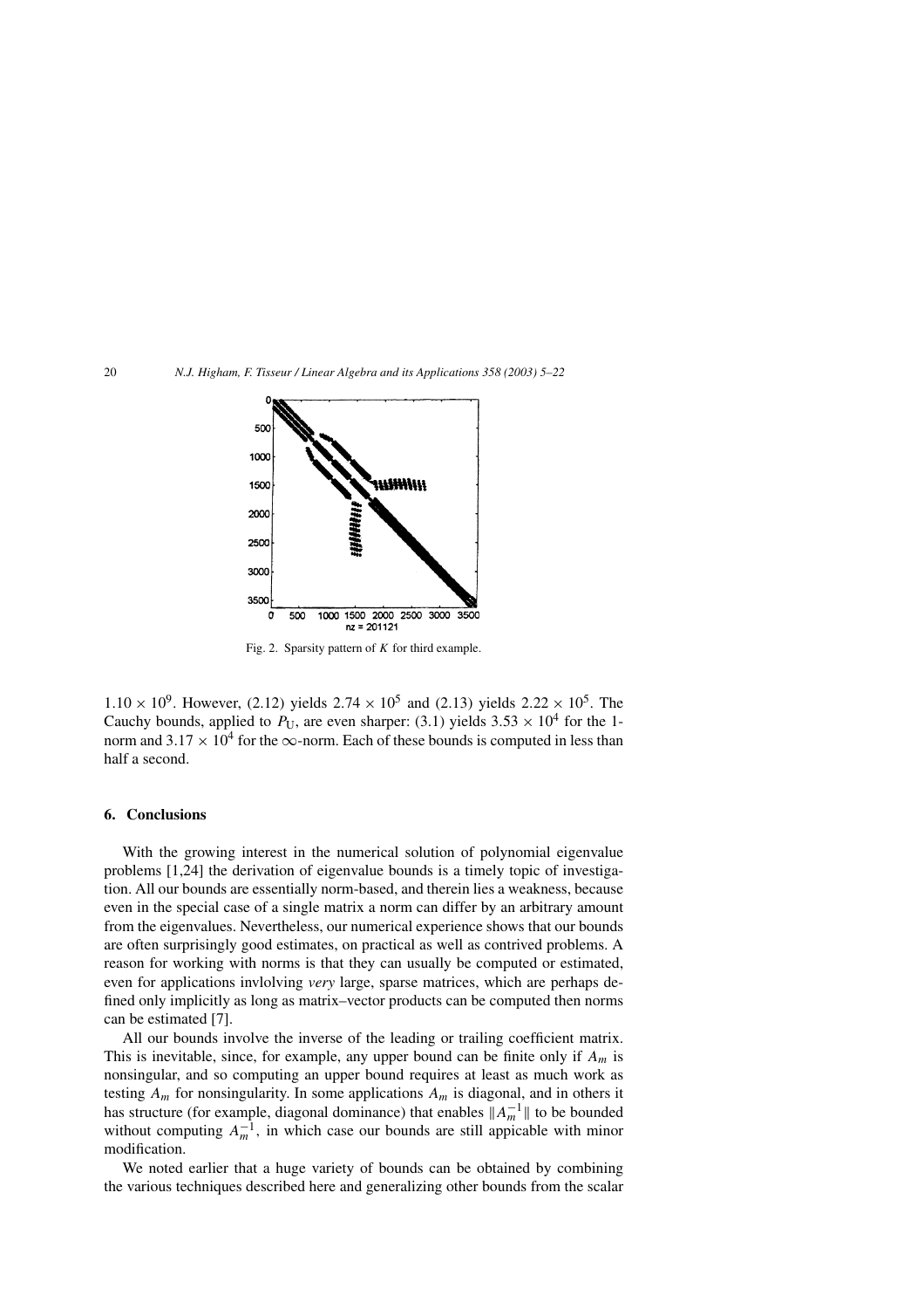Fig. 2. Sparsity pattern of $K$ for third example.

$1.10 \times 10^9$. However, (2.12) yields $2.74 \times 10^5$ and (2.13) yields $2.22 \times 10^5$. The Cauchy bounds, applied to $P_U$, are even sharper: (3.1) yields $3.53 \times 10^4$ for the 1-norm and $3.17 \times 10^4$ for the $\infty$-norm. Each of these bounds is computed in less than half a second.

## 6. Conclusions

With the growing interest in the numerical solution of polynomial eigenvalue problems [1,24] the derivation of eigenvalue bounds is a timely topic of investigation. All our bounds are essentially norm-based, and therein lies a weakness, because even in the special case of a single matrix a norm can differ by an arbitrary amount from the eigenvalues. Nevertheless, our numerical experience shows that our bounds are often surprisingly good estimates, on practical as well as contrived problems. A reason for working with norms is that they can usually be computed or estimated, even for applications invlolving *very* large, sparse matrices, which are perhaps defined only implicitly as long as matrix–vector products can be computed then norms can be estimated [7].

All our bounds involve the inverse of the leading or trailing coefficient matrix. This is inevitable, since, for example, any upper bound can be finite only if $A_m$ is nonsingular, and so computing an upper bound requires at least as much work as testing $A_m$ for nonsingularity. In some applications $A_m$ is diagonal, and in others it has structure (for example, diagonal dominance) that enables $\|A_m^{-1}\|$ to be bounded without computing $A_m^{-1}$, in which case our bounds are still appicable with minor modification.

We noted earlier that a huge variety of bounds can be obtained by combining the various techniques described here and generalizing other bounds from the scalar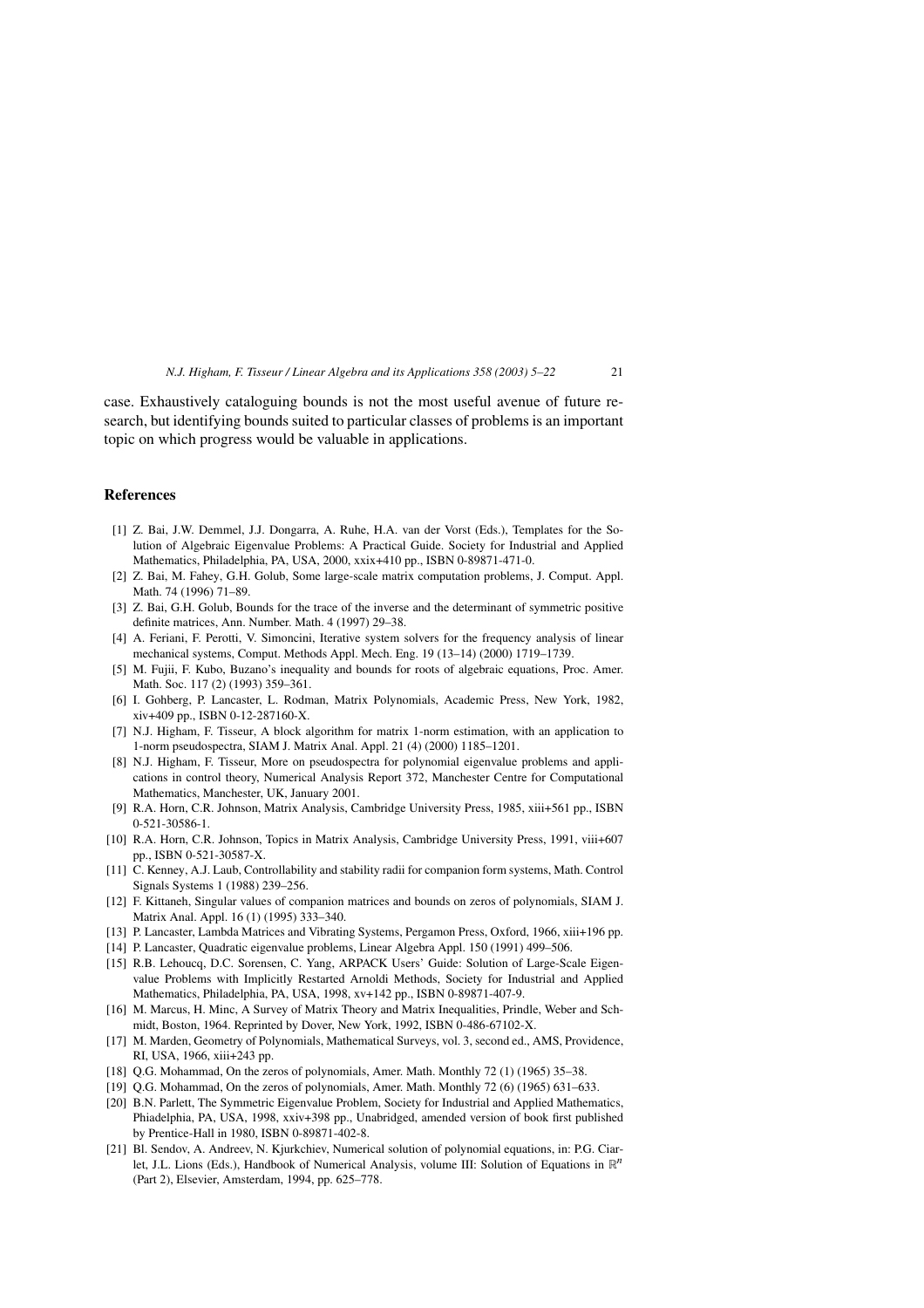case. Exhaustively cataloguing bounds is not the most useful avenue of future research, but identifying bounds suited to particular classes of problems is an important topic on which progress would be valuable in applications.

## References

[1] Z. Bai, J.W. Demmel, J.J. Dongarra, A. Ruhe, H.A. van der Vorst (Eds.), Templates for the Solution of Algebraic Eigenvalue Problems: A Practical Guide. Society for Industrial and Applied Mathematics, Philadelphia, PA, USA, 2000, xxix+410 pp., ISBN 0-89871-471-0.

[2] Z. Bai, M. Fahey, G.H. Golub, Some large-scale matrix computation problems, J. Comput. Appl. Math. 74 (1996) 71–89.

[3] Z. Bai, G.H. Golub, Bounds for the trace of the inverse and the determinant of symmetric positive definite matrices, Ann. Number. Math. 4 (1997) 29–38.

[4] A. Feriani, F. Perotti, V. Simoncini, Iterative system solvers for the frequency analysis of linear mechanical systems, Comput. Methods Appl. Mech. Eng. 19 (13–14) (2000) 1719–1739.

[5] M. Fujii, F. Kubo, Buzano's inequality and bounds for roots of algebraic equations, Proc. Amer. Math. Soc. 117 (2) (1993) 359–361.

[6] I. Gohberg, P. Lancaster, L. Rodman, Matrix Polynomials, Academic Press, New York, 1982, xiv+409 pp., ISBN 0-12-287160-X.

[7] N.J. Higham, F. Tisseur, A block algorithm for matrix 1-norm estimation, with an application to 1-norm pseudospectra, SIAM J. Matrix Anal. Appl. 21 (4) (2000) 1185–1201.

[8] N.J. Higham, F. Tisseur, More on pseudospectra for polynomial eigenvalue problems and applications in control theory, Numerical Analysis Report 372, Manchester Centre for Computational Mathematics, Manchester, UK, January 2001.

[9] R.A. Horn, C.R. Johnson, Matrix Analysis, Cambridge University Press, 1985, xiii+561 pp., ISBN 0-521-30586-1.

[10] R.A. Horn, C.R. Johnson, Topics in Matrix Analysis, Cambridge University Press, 1991, viii+607 pp., ISBN 0-521-30587-X.

[11] C. Kenney, A.J. Laub, Controllability and stability radii for companion form systems, Math. Control Signals Systems 1 (1988) 239–256.

[12] F. Kittaneh, Singular values of companion matrices and bounds on zeros of polynomials, SIAM J. Matrix Anal. Appl. 16 (1) (1995) 333–340.

[13] P. Lancaster, Lambda Matrices and Vibrating Systems, Pergamon Press, Oxford, 1966, xiii+196 pp.

[14] P. Lancaster, Quadratic eigenvalue problems, Linear Algebra Appl. 150 (1991) 499–506.

[15] R.B. Lehoucq, D.C. Sorensen, C. Yang, ARPACK Users' Guide: Solution of Large-Scale Eigenvalue Problems with Implicitly Restarted Arnoldi Methods, Society for Industrial and Applied Mathematics, Philadelphia, PA, USA, 1998, xv+142 pp., ISBN 0-89871-407-9.

[16] M. Marcus, H. Minc, A Survey of Matrix Theory and Matrix Inequalities, Prindle, Weber and Schmidt, Boston, 1964. Reprinted by Dover, New York, 1992, ISBN 0-486-67102-X.

[17] M. Marden, Geometry of Polynomials, Mathematical Surveys, vol. 3, second ed., AMS, Providence, RI, USA, 1966, xiii+243 pp.

[18] Q.G. Mohammad, On the zeros of polynomials, Amer. Math. Monthly 72 (1) (1965) 35–38.

[19] Q.G. Mohammad, On the zeros of polynomials, Amer. Math. Monthly 72 (6) (1965) 631–633.

[20] B.N. Parlett, The Symmetric Eigenvalue Problem, Society for Industrial and Applied Mathematics, Phiadelphia, PA, USA, 1998, xxiv+398 pp., Unabridged, amended version of book first published by Prentice-Hall in 1980, ISBN 0-89871-402-8.

[21] Bl. Sendov, A. Andreev, N. Kjurkchiev, Numerical solution of polynomial equations, in: P.G. Ciarlet, J.L. Lions (Eds.), Handbook of Numerical Analysis, volume III: Solution of Equations in $\mathbb{R}^n$ (Part 2), Elsevier, Amsterdam, 1994, pp. 625–778.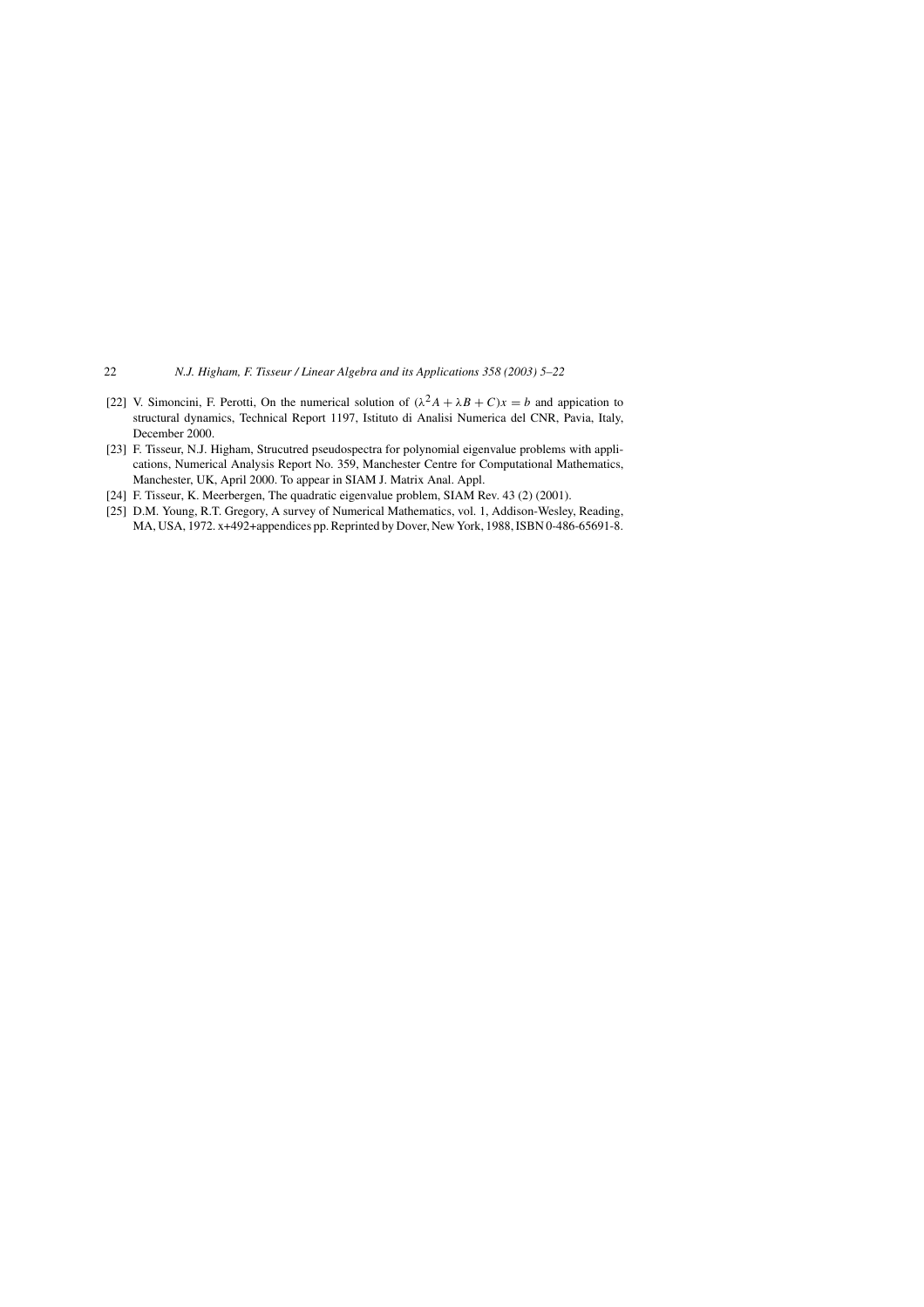[22] V. Simoncini, F. Perotti, On the numerical solution of $(\lambda^2 A + \lambda B + C)x = b$ and appication to structural dynamics, Technical Report 1197, Istituto di Analisi Numerica del CNR, Pavia, Italy, December 2000.

[23] F. Tisseur, N.J. Higham, Strucutred pseudospectra for polynomial eigenvalue problems with applications, Numerical Analysis Report No. 359, Manchester Centre for Computational Mathematics, Manchester, UK, April 2000. To appear in SIAM J. Matrix Anal. Appl.

[24] F. Tisseur, K. Meerbergen, The quadratic eigenvalue problem, SIAM Rev. 43 (2) (2001).

[25] D.M. Young, R.T. Gregory, A survey of Numerical Mathematics, vol. 1, Addison-Wesley, Reading, MA, USA, 1972. x+492+appendices pp. Reprinted by Dover, New York, 1988, ISBN 0-486-65691-8.